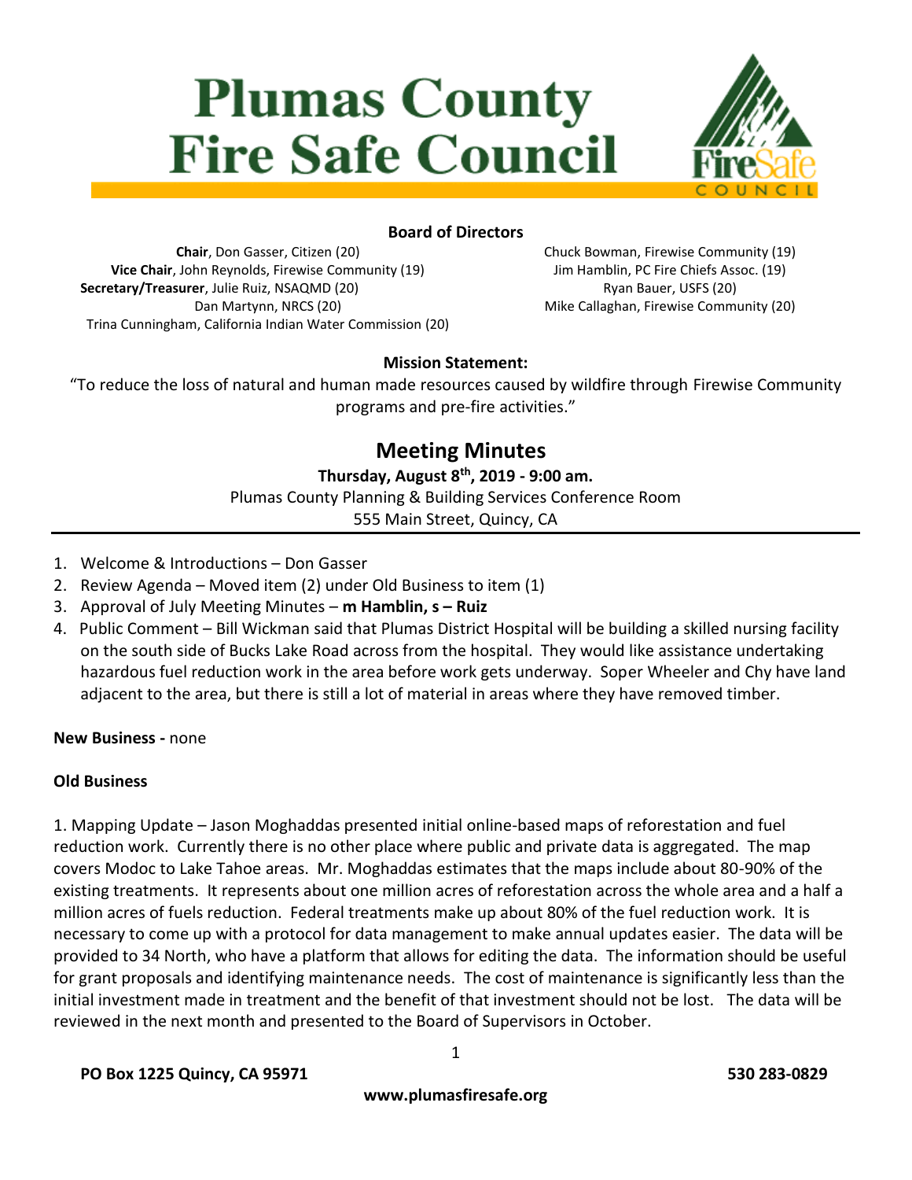# Plumas County Fire Safe Council

**Board of Directors**

**Chair**, Don Gasser, Citizen (20)
**Vice Chair**, John Reynolds, Firewise Community (19)
**Secretary/Treasurer**, Julie Ruiz, NSAQMD (20)
Dan Martynn, NRCS (20)
Trina Cunningham, California Indian Water Commission (20)

Chuck Bowman, Firewise Community (19)
Jim Hamblin, PC Fire Chiefs Assoc. (19)
Ryan Bauer, USFS (20)
Mike Callaghan, Firewise Community (20)

**Mission Statement:**

"To reduce the loss of natural and human made resources caused by wildfire through Firewise Community programs and pre-fire activities."

## Meeting Minutes

**Thursday, August 8th, 2019 - 9:00 am.**

Plumas County Planning & Building Services Conference Room
555 Main Street, Quincy, CA

1. Welcome & Introductions – Don Gasser
2. Review Agenda – Moved item (2) under Old Business to item (1)
3. Approval of July Meeting Minutes – **m Hamblin, s – Ruiz**
4. Public Comment – Bill Wickman said that Plumas District Hospital will be building a skilled nursing facility on the south side of Bucks Lake Road across from the hospital. They would like assistance undertaking hazardous fuel reduction work in the area before work gets underway. Soper Wheeler and Chy have land adjacent to the area, but there is still a lot of material in areas where they have removed timber.

**New Business -** none

**Old Business**

1. Mapping Update – Jason Moghaddas presented initial online-based maps of reforestation and fuel reduction work. Currently there is no other place where public and private data is aggregated. The map covers Modoc to Lake Tahoe areas. Mr. Moghaddas estimates that the maps include about 80-90% of the existing treatments. It represents about one million acres of reforestation across the whole area and a half a million acres of fuels reduction. Federal treatments make up about 80% of the fuel reduction work. It is necessary to come up with a protocol for data management to make annual updates easier. The data will be provided to 34 North, who have a platform that allows for editing the data. The information should be useful for grant proposals and identifying maintenance needs. The cost of maintenance is significantly less than the initial investment made in treatment and the benefit of that investment should not be lost. The data will be reviewed in the next month and presented to the Board of Supervisors in October.

**PO Box 1225 Quincy, CA 95971** **530 283-0829**
**www.plumasfiresafe.org**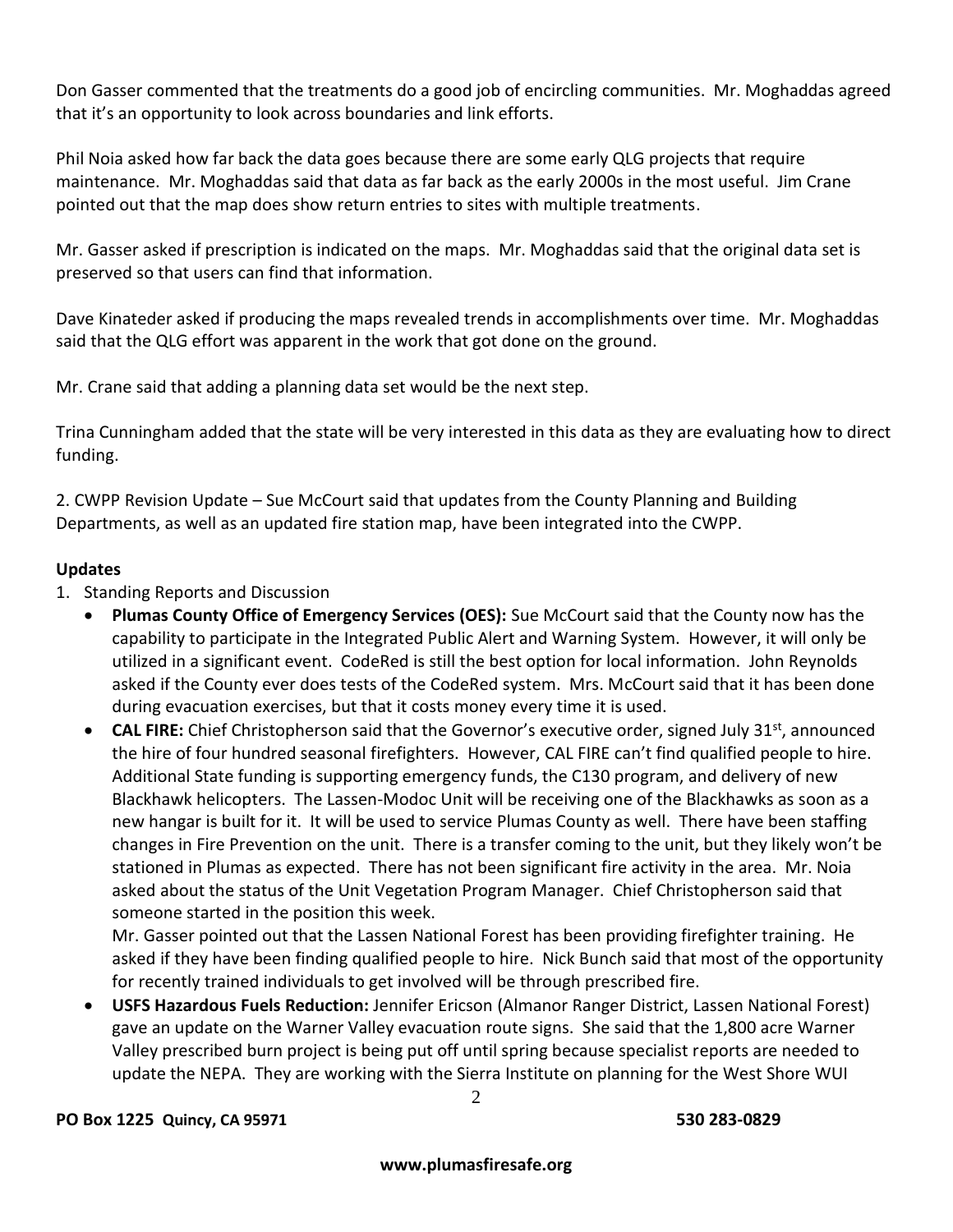Don Gasser commented that the treatments do a good job of encircling communities. Mr. Moghaddas agreed that it's an opportunity to look across boundaries and link efforts.

Phil Noia asked how far back the data goes because there are some early QLG projects that require maintenance. Mr. Moghaddas said that data as far back as the early 2000s in the most useful. Jim Crane pointed out that the map does show return entries to sites with multiple treatments.

Mr. Gasser asked if prescription is indicated on the maps. Mr. Moghaddas said that the original data set is preserved so that users can find that information.

Dave Kinateder asked if producing the maps revealed trends in accomplishments over time. Mr. Moghaddas said that the QLG effort was apparent in the work that got done on the ground.

Mr. Crane said that adding a planning data set would be the next step.

Trina Cunningham added that the state will be very interested in this data as they are evaluating how to direct funding.

2. CWPP Revision Update – Sue McCourt said that updates from the County Planning and Building Departments, as well as an updated fire station map, have been integrated into the CWPP.

**Updates**

1. Standing Reports and Discussion
   - **Plumas County Office of Emergency Services (OES):** Sue McCourt said that the County now has the capability to participate in the Integrated Public Alert and Warning System. However, it will only be utilized in a significant event. CodeRed is still the best option for local information. John Reynolds asked if the County ever does tests of the CodeRed system. Mrs. McCourt said that it has been done during evacuation exercises, but that it costs money every time it is used.
   - **CAL FIRE:** Chief Christopherson said that the Governor's executive order, signed July 31st, announced the hire of four hundred seasonal firefighters. However, CAL FIRE can't find qualified people to hire. Additional State funding is supporting emergency funds, the C130 program, and delivery of new Blackhawk helicopters. The Lassen-Modoc Unit will be receiving one of the Blackhawks as soon as a new hangar is built for it. It will be used to service Plumas County as well. There have been staffing changes in Fire Prevention on the unit. There is a transfer coming to the unit, but they likely won't be stationed in Plumas as expected. There has not been significant fire activity in the area. Mr. Noia asked about the status of the Unit Vegetation Program Manager. Chief Christopherson said that someone started in the position this week.

     Mr. Gasser pointed out that the Lassen National Forest has been providing firefighter training. He asked if they have been finding qualified people to hire. Nick Bunch said that most of the opportunity for recently trained individuals to get involved will be through prescribed fire.
   - **USFS Hazardous Fuels Reduction:** Jennifer Ericson (Almanor Ranger District, Lassen National Forest) gave an update on the Warner Valley evacuation route signs. She said that the 1,800 acre Warner Valley prescribed burn project is being put off until spring because specialist reports are needed to update the NEPA. They are working with the Sierra Institute on planning for the West Shore WUI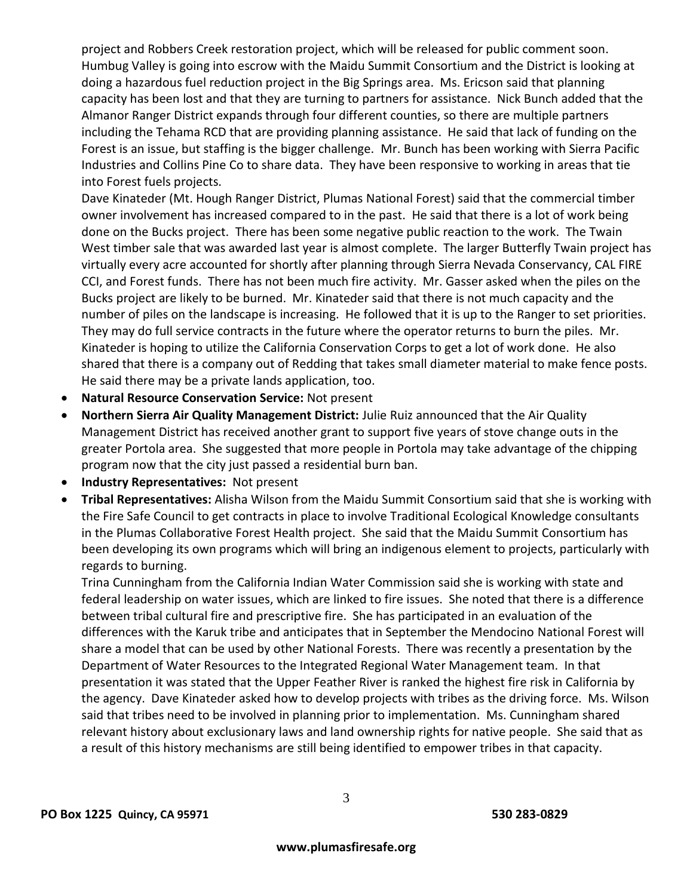project and Robbers Creek restoration project, which will be released for public comment soon. Humbug Valley is going into escrow with the Maidu Summit Consortium and the District is looking at doing a hazardous fuel reduction project in the Big Springs area. Ms. Ericson said that planning capacity has been lost and that they are turning to partners for assistance. Nick Bunch added that the Almanor Ranger District expands through four different counties, so there are multiple partners including the Tehama RCD that are providing planning assistance. He said that lack of funding on the Forest is an issue, but staffing is the bigger challenge. Mr. Bunch has been working with Sierra Pacific Industries and Collins Pine Co to share data. They have been responsive to working in areas that tie into Forest fuels projects.

Dave Kinateder (Mt. Hough Ranger District, Plumas National Forest) said that the commercial timber owner involvement has increased compared to in the past. He said that there is a lot of work being done on the Bucks project. There has been some negative public reaction to the work. The Twain West timber sale that was awarded last year is almost complete. The larger Butterfly Twain project has virtually every acre accounted for shortly after planning through Sierra Nevada Conservancy, CAL FIRE CCI, and Forest funds. There has not been much fire activity. Mr. Gasser asked when the piles on the Bucks project are likely to be burned. Mr. Kinateder said that there is not much capacity and the number of piles on the landscape is increasing. He followed that it is up to the Ranger to set priorities. They may do full service contracts in the future where the operator returns to burn the piles. Mr. Kinateder is hoping to utilize the California Conservation Corps to get a lot of work done. He also shared that there is a company out of Redding that takes small diameter material to make fence posts. He said there may be a private lands application, too.

- **Natural Resource Conservation Service:** Not present
- **Northern Sierra Air Quality Management District:** Julie Ruiz announced that the Air Quality Management District has received another grant to support five years of stove change outs in the greater Portola area. She suggested that more people in Portola may take advantage of the chipping program now that the city just passed a residential burn ban.
- **Industry Representatives:** Not present
- **Tribal Representatives:** Alisha Wilson from the Maidu Summit Consortium said that she is working with the Fire Safe Council to get contracts in place to involve Traditional Ecological Knowledge consultants in the Plumas Collaborative Forest Health project. She said that the Maidu Summit Consortium has been developing its own programs which will bring an indigenous element to projects, particularly with regards to burning.

  Trina Cunningham from the California Indian Water Commission said she is working with state and federal leadership on water issues, which are linked to fire issues. She noted that there is a difference between tribal cultural fire and prescriptive fire. She has participated in an evaluation of the differences with the Karuk tribe and anticipates that in September the Mendocino National Forest will share a model that can be used by other National Forests. There was recently a presentation by the Department of Water Resources to the Integrated Regional Water Management team. In that presentation it was stated that the Upper Feather River is ranked the highest fire risk in California by the agency. Dave Kinateder asked how to develop projects with tribes as the driving force. Ms. Wilson said that tribes need to be involved in planning prior to implementation. Ms. Cunningham shared relevant history about exclusionary laws and land ownership rights for native people. She said that as a result of this history mechanisms are still being identified to empower tribes in that capacity.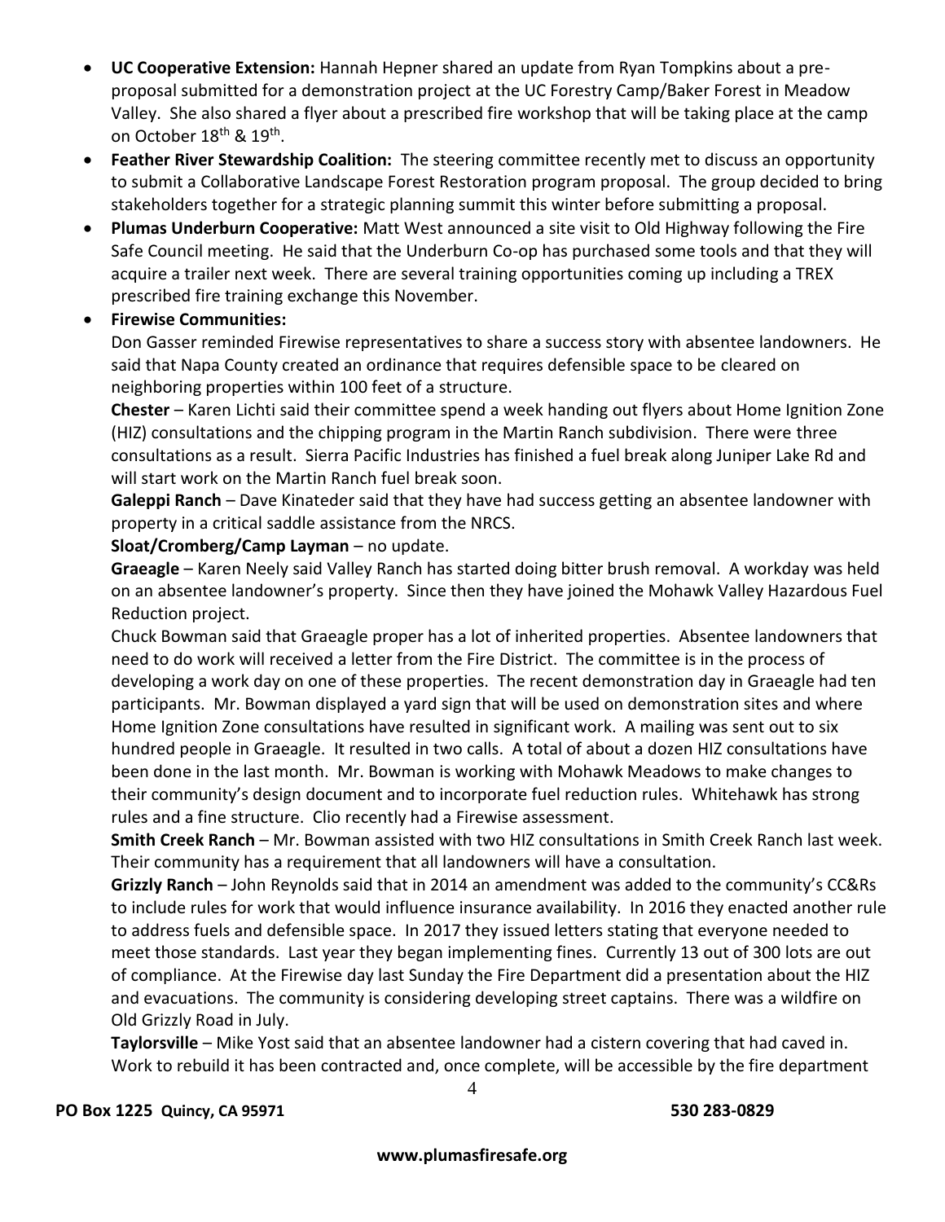- **UC Cooperative Extension:** Hannah Hepner shared an update from Ryan Tompkins about a pre-proposal submitted for a demonstration project at the UC Forestry Camp/Baker Forest in Meadow Valley. She also shared a flyer about a prescribed fire workshop that will be taking place at the camp on October 18th & 19th.
- **Feather River Stewardship Coalition:** The steering committee recently met to discuss an opportunity to submit a Collaborative Landscape Forest Restoration program proposal. The group decided to bring stakeholders together for a strategic planning summit this winter before submitting a proposal.
- **Plumas Underburn Cooperative:** Matt West announced a site visit to Old Highway following the Fire Safe Council meeting. He said that the Underburn Co-op has purchased some tools and that they will acquire a trailer next week. There are several training opportunities coming up including a TREX prescribed fire training exchange this November.
- **Firewise Communities:**

  Don Gasser reminded Firewise representatives to share a success story with absentee landowners. He said that Napa County created an ordinance that requires defensible space to be cleared on neighboring properties within 100 feet of a structure.

  **Chester** – Karen Lichti said their committee spend a week handing out flyers about Home Ignition Zone (HIZ) consultations and the chipping program in the Martin Ranch subdivision. There were three consultations as a result. Sierra Pacific Industries has finished a fuel break along Juniper Lake Rd and will start work on the Martin Ranch fuel break soon.

  **Galeppi Ranch** – Dave Kinateder said that they have had success getting an absentee landowner with property in a critical saddle assistance from the NRCS.

  **Sloat/Cromberg/Camp Layman** – no update.

  **Graeagle** – Karen Neely said Valley Ranch has started doing bitter brush removal. A workday was held on an absentee landowner's property. Since then they have joined the Mohawk Valley Hazardous Fuel Reduction project.

  Chuck Bowman said that Graeagle proper has a lot of inherited properties. Absentee landowners that need to do work will received a letter from the Fire District. The committee is in the process of developing a work day on one of these properties. The recent demonstration day in Graeagle had ten participants. Mr. Bowman displayed a yard sign that will be used on demonstration sites and where Home Ignition Zone consultations have resulted in significant work. A mailing was sent out to six hundred people in Graeagle. It resulted in two calls. A total of about a dozen HIZ consultations have been done in the last month. Mr. Bowman is working with Mohawk Meadows to make changes to their community's design document and to incorporate fuel reduction rules. Whitehawk has strong rules and a fine structure. Clio recently had a Firewise assessment.

  **Smith Creek Ranch** – Mr. Bowman assisted with two HIZ consultations in Smith Creek Ranch last week. Their community has a requirement that all landowners will have a consultation.

  **Grizzly Ranch** – John Reynolds said that in 2014 an amendment was added to the community's CC&Rs to include rules for work that would influence insurance availability. In 2016 they enacted another rule to address fuels and defensible space. In 2017 they issued letters stating that everyone needed to meet those standards. Last year they began implementing fines. Currently 13 out of 300 lots are out of compliance. At the Firewise day last Sunday the Fire Department did a presentation about the HIZ and evacuations. The community is considering developing street captains. There was a wildfire on Old Grizzly Road in July.

  **Taylorsville** – Mike Yost said that an absentee landowner had a cistern covering that had caved in. Work to rebuild it has been contracted and, once complete, will be accessible by the fire department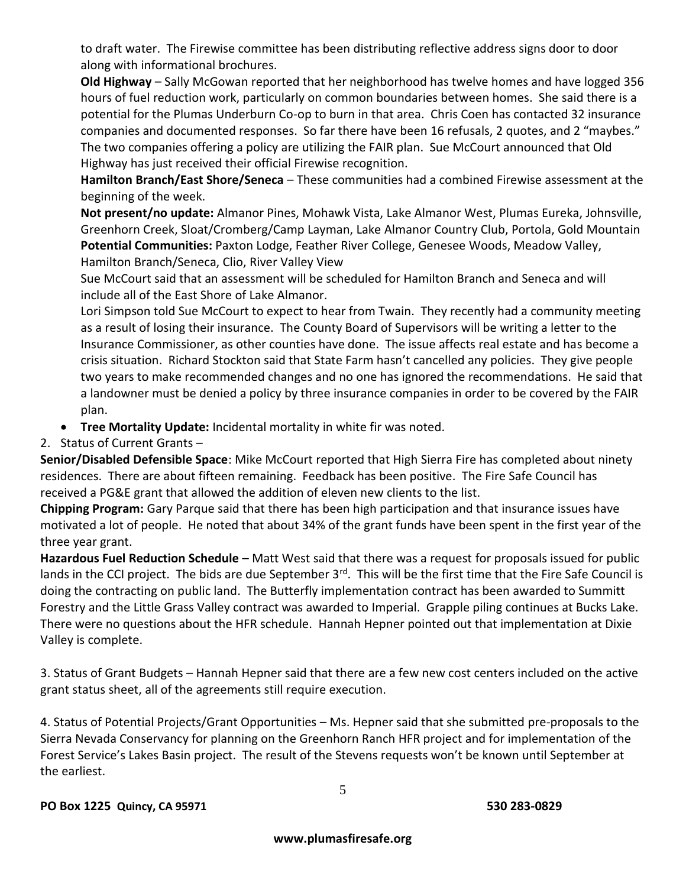to draft water. The Firewise committee has been distributing reflective address signs door to door along with informational brochures.

**Old Highway** – Sally McGowan reported that her neighborhood has twelve homes and have logged 356 hours of fuel reduction work, particularly on common boundaries between homes. She said there is a potential for the Plumas Underburn Co-op to burn in that area. Chris Coen has contacted 32 insurance companies and documented responses. So far there have been 16 refusals, 2 quotes, and 2 "maybes." The two companies offering a policy are utilizing the FAIR plan. Sue McCourt announced that Old Highway has just received their official Firewise recognition.

**Hamilton Branch/East Shore/Seneca** – These communities had a combined Firewise assessment at the beginning of the week.

**Not present/no update:** Almanor Pines, Mohawk Vista, Lake Almanor West, Plumas Eureka, Johnsville, Greenhorn Creek, Sloat/Cromberg/Camp Layman, Lake Almanor Country Club, Portola, Gold Mountain

**Potential Communities:** Paxton Lodge, Feather River College, Genesee Woods, Meadow Valley, Hamilton Branch/Seneca, Clio, River Valley View

Sue McCourt said that an assessment will be scheduled for Hamilton Branch and Seneca and will include all of the East Shore of Lake Almanor.

Lori Simpson told Sue McCourt to expect to hear from Twain. They recently had a community meeting as a result of losing their insurance. The County Board of Supervisors will be writing a letter to the Insurance Commissioner, as other counties have done. The issue affects real estate and has become a crisis situation. Richard Stockton said that State Farm hasn't cancelled any policies. They give people two years to make recommended changes and no one has ignored the recommendations. He said that a landowner must be denied a policy by three insurance companies in order to be covered by the FAIR plan.

- **Tree Mortality Update:** Incidental mortality in white fir was noted.

2. Status of Current Grants –

**Senior/Disabled Defensible Space**: Mike McCourt reported that High Sierra Fire has completed about ninety residences. There are about fifteen remaining. Feedback has been positive. The Fire Safe Council has received a PG&E grant that allowed the addition of eleven new clients to the list.

**Chipping Program:** Gary Parque said that there has been high participation and that insurance issues have motivated a lot of people. He noted that about 34% of the grant funds have been spent in the first year of the three year grant.

**Hazardous Fuel Reduction Schedule** – Matt West said that there was a request for proposals issued for public lands in the CCI project. The bids are due September 3rd. This will be the first time that the Fire Safe Council is doing the contracting on public land. The Butterfly implementation contract has been awarded to Summitt Forestry and the Little Grass Valley contract was awarded to Imperial. Grapple piling continues at Bucks Lake. There were no questions about the HFR schedule. Hannah Hepner pointed out that implementation at Dixie Valley is complete.

3. Status of Grant Budgets – Hannah Hepner said that there are a few new cost centers included on the active grant status sheet, all of the agreements still require execution.

4. Status of Potential Projects/Grant Opportunities – Ms. Hepner said that she submitted pre-proposals to the Sierra Nevada Conservancy for planning on the Greenhorn Ranch HFR project and for implementation of the Forest Service's Lakes Basin project. The result of the Stevens requests won't be known until September at the earliest.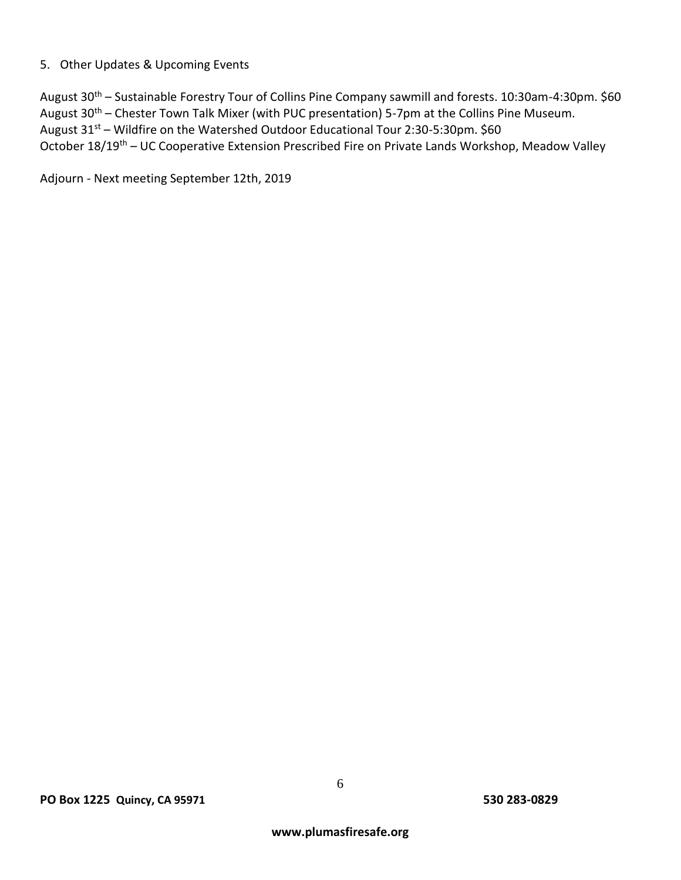5. Other Updates & Upcoming Events

August 30th – Sustainable Forestry Tour of Collins Pine Company sawmill and forests. 10:30am-4:30pm. $60
August 30th – Chester Town Talk Mixer (with PUC presentation) 5-7pm at the Collins Pine Museum.
August 31st – Wildfire on the Watershed Outdoor Educational Tour 2:30-5:30pm. $60
October 18/19th – UC Cooperative Extension Prescribed Fire on Private Lands Workshop, Meadow Valley

Adjourn - Next meeting September 12th, 2019